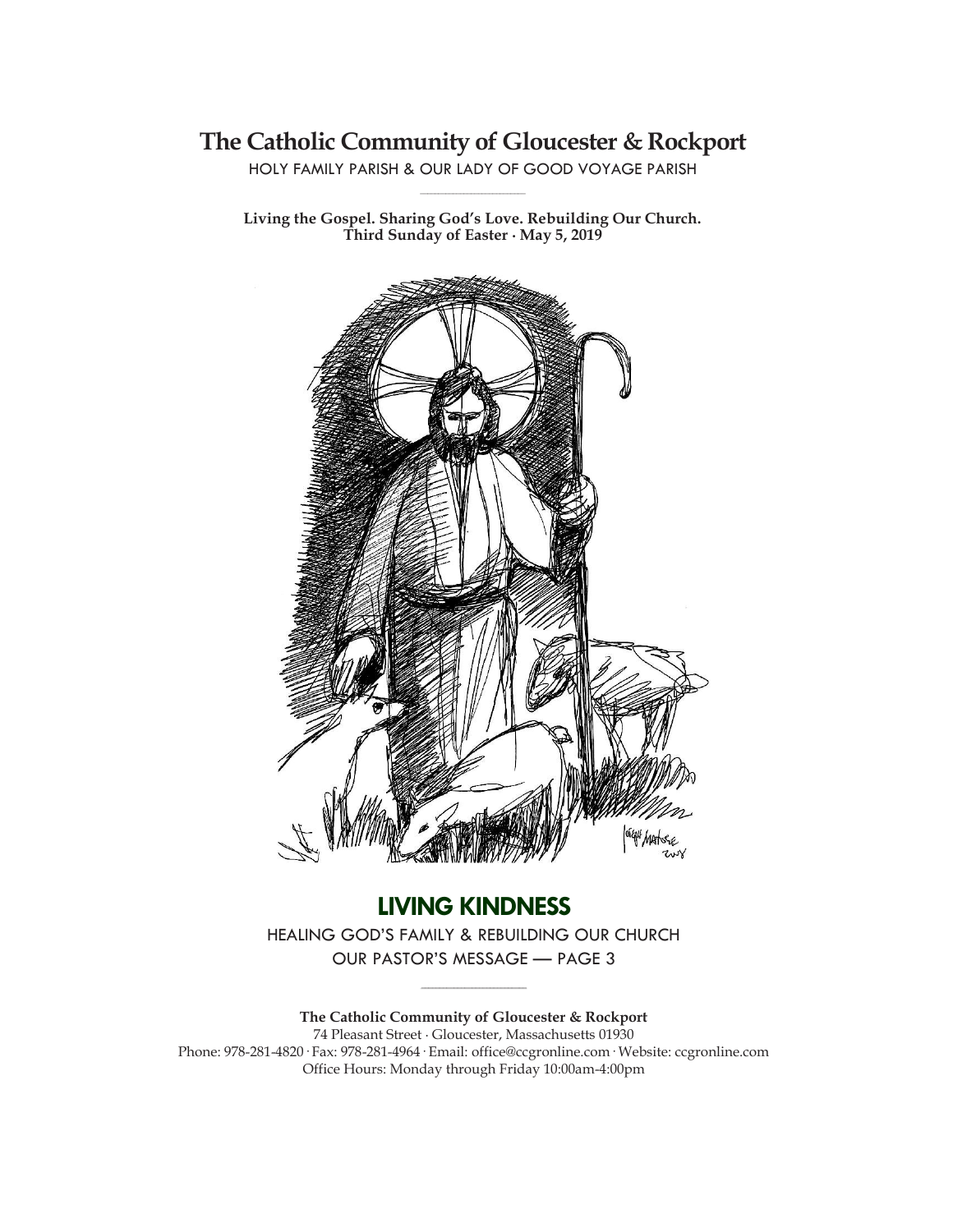# The Catholic Community of Gloucester & Rockport

HOLY FAMILY PARISH & OUR LADY OF GOOD VOYAGE PARISH

**Living the Gospel. Sharing God's Love. Rebuilding Our Church.**
**Third Sunday of Easter · May 5, 2019**

## LIVING KINDNESS

HEALING GOD'S FAMILY & REBUILDING OUR CHURCH
OUR PASTOR'S MESSAGE — PAGE 3

**The Catholic Community of Gloucester & Rockport**
74 Pleasant Street · Gloucester, Massachusetts 01930
Phone: 978-281-4820 · Fax: 978-281-4964 · Email: office@ccgronline.com · Website: ccgronline.com
Office Hours: Monday through Friday 10:00am-4:00pm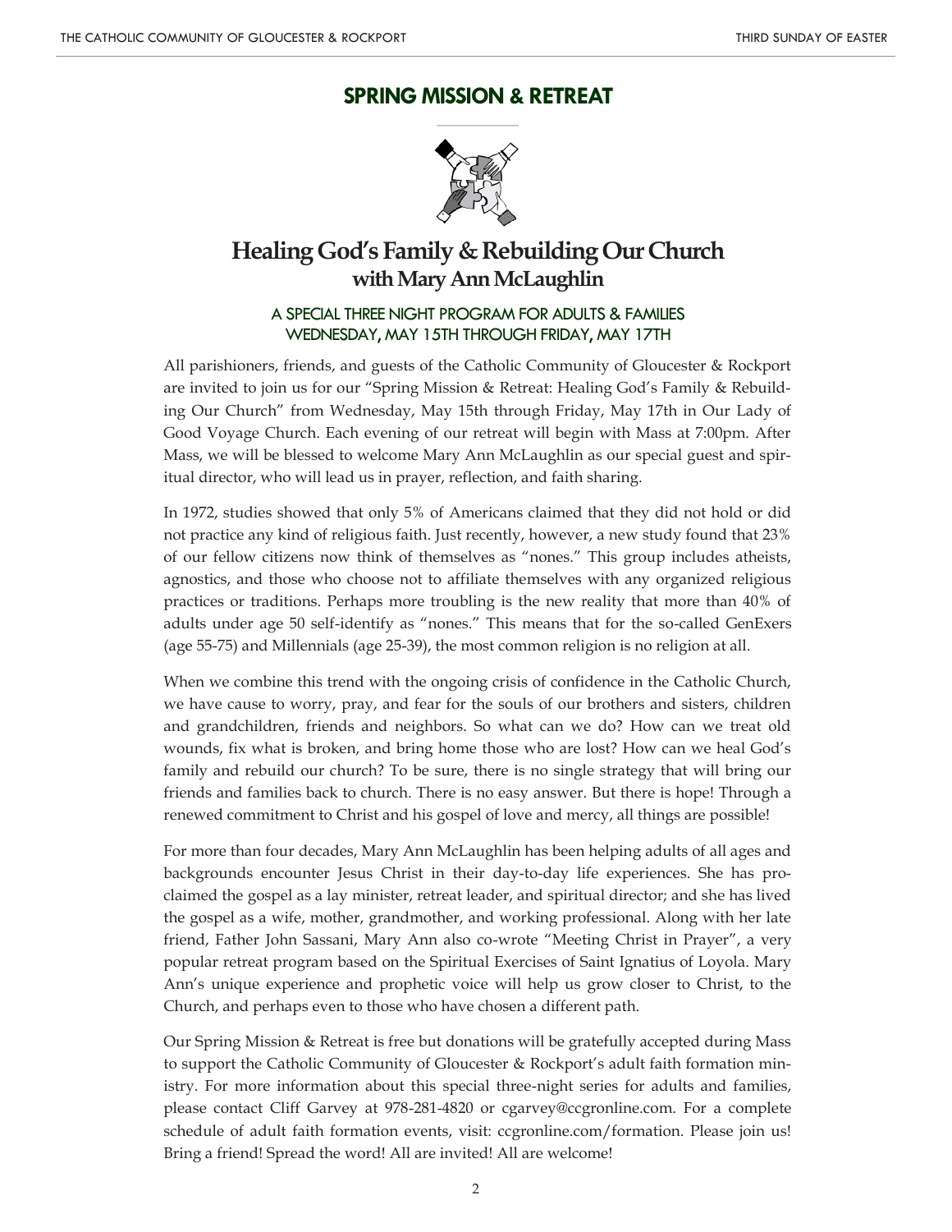## SPRING MISSION & RETREAT

# Healing God's Family & Rebuilding Our Church
### with Mary Ann McLaughlin

**A SPECIAL THREE NIGHT PROGRAM FOR ADULTS & FAMILIES**
**WEDNESDAY, MAY 15TH THROUGH FRIDAY, MAY 17TH**

All parishioners, friends, and guests of the Catholic Community of Gloucester & Rockport are invited to join us for our "Spring Mission & Retreat: Healing God's Family & Rebuilding Our Church" from Wednesday, May 15th through Friday, May 17th in Our Lady of Good Voyage Church. Each evening of our retreat will begin with Mass at 7:00pm. After Mass, we will be blessed to welcome Mary Ann McLaughlin as our special guest and spiritual director, who will lead us in prayer, reflection, and faith sharing.

In 1972, studies showed that only 5% of Americans claimed that they did not hold or did not practice any kind of religious faith. Just recently, however, a new study found that 23% of our fellow citizens now think of themselves as "nones." This group includes atheists, agnostics, and those who choose not to affiliate themselves with any organized religious practices or traditions. Perhaps more troubling is the new reality that more than 40% of adults under age 50 self-identify as "nones." This means that for the so-called GenExers (age 55-75) and Millennials (age 25-39), the most common religion is no religion at all.

When we combine this trend with the ongoing crisis of confidence in the Catholic Church, we have cause to worry, pray, and fear for the souls of our brothers and sisters, children and grandchildren, friends and neighbors. So what can we do? How can we treat old wounds, fix what is broken, and bring home those who are lost? How can we heal God's family and rebuild our church? To be sure, there is no single strategy that will bring our friends and families back to church. There is no easy answer. But there is hope! Through a renewed commitment to Christ and his gospel of love and mercy, all things are possible!

For more than four decades, Mary Ann McLaughlin has been helping adults of all ages and backgrounds encounter Jesus Christ in their day-to-day life experiences. She has proclaimed the gospel as a lay minister, retreat leader, and spiritual director; and she has lived the gospel as a wife, mother, grandmother, and working professional. Along with her late friend, Father John Sassani, Mary Ann also co-wrote "Meeting Christ in Prayer", a very popular retreat program based on the Spiritual Exercises of Saint Ignatius of Loyola. Mary Ann's unique experience and prophetic voice will help us grow closer to Christ, to the Church, and perhaps even to those who have chosen a different path.

Our Spring Mission & Retreat is free but donations will be gratefully accepted during Mass to support the Catholic Community of Gloucester & Rockport's adult faith formation ministry. For more information about this special three-night series for adults and families, please contact Cliff Garvey at 978-281-4820 or cgarvey@ccgronline.com. For a complete schedule of adult faith formation events, visit: ccgronline.com/formation. Please join us! Bring a friend! Spread the word! All are invited! All are welcome!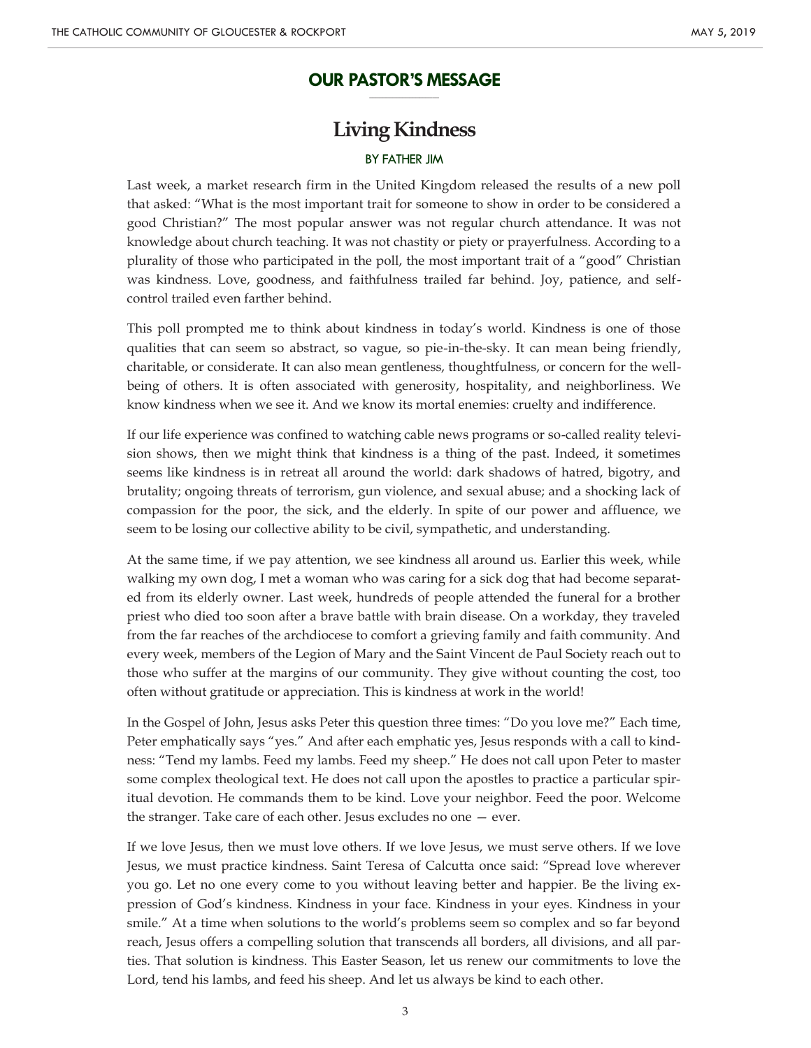## OUR PASTOR'S MESSAGE

# Living Kindness

BY FATHER JIM

Last week, a market research firm in the United Kingdom released the results of a new poll that asked: "What is the most important trait for someone to show in order to be considered a good Christian?" The most popular answer was not regular church attendance. It was not knowledge about church teaching. It was not chastity or piety or prayerfulness. According to a plurality of those who participated in the poll, the most important trait of a "good" Christian was kindness. Love, goodness, and faithfulness trailed far behind. Joy, patience, and self-control trailed even farther behind.

This poll prompted me to think about kindness in today's world. Kindness is one of those qualities that can seem so abstract, so vague, so pie-in-the-sky. It can mean being friendly, charitable, or considerate. It can also mean gentleness, thoughtfulness, or concern for the well-being of others. It is often associated with generosity, hospitality, and neighborliness. We know kindness when we see it. And we know its mortal enemies: cruelty and indifference.

If our life experience was confined to watching cable news programs or so-called reality television shows, then we might think that kindness is a thing of the past. Indeed, it sometimes seems like kindness is in retreat all around the world: dark shadows of hatred, bigotry, and brutality; ongoing threats of terrorism, gun violence, and sexual abuse; and a shocking lack of compassion for the poor, the sick, and the elderly. In spite of our power and affluence, we seem to be losing our collective ability to be civil, sympathetic, and understanding.

At the same time, if we pay attention, we see kindness all around us. Earlier this week, while walking my own dog, I met a woman who was caring for a sick dog that had become separated from its elderly owner. Last week, hundreds of people attended the funeral for a brother priest who died too soon after a brave battle with brain disease. On a workday, they traveled from the far reaches of the archdiocese to comfort a grieving family and faith community. And every week, members of the Legion of Mary and the Saint Vincent de Paul Society reach out to those who suffer at the margins of our community. They give without counting the cost, too often without gratitude or appreciation. This is kindness at work in the world!

In the Gospel of John, Jesus asks Peter this question three times: "Do you love me?" Each time, Peter emphatically says "yes." And after each emphatic yes, Jesus responds with a call to kindness: "Tend my lambs. Feed my lambs. Feed my sheep." He does not call upon Peter to master some complex theological text. He does not call upon the apostles to practice a particular spiritual devotion. He commands them to be kind. Love your neighbor. Feed the poor. Welcome the stranger. Take care of each other. Jesus excludes no one — ever.

If we love Jesus, then we must love others. If we love Jesus, we must serve others. If we love Jesus, we must practice kindness. Saint Teresa of Calcutta once said: "Spread love wherever you go. Let no one every come to you without leaving better and happier. Be the living expression of God's kindness. Kindness in your face. Kindness in your eyes. Kindness in your smile." At a time when solutions to the world's problems seem so complex and so far beyond reach, Jesus offers a compelling solution that transcends all borders, all divisions, and all parties. That solution is kindness. This Easter Season, let us renew our commitments to love the Lord, tend his lambs, and feed his sheep. And let us always be kind to each other.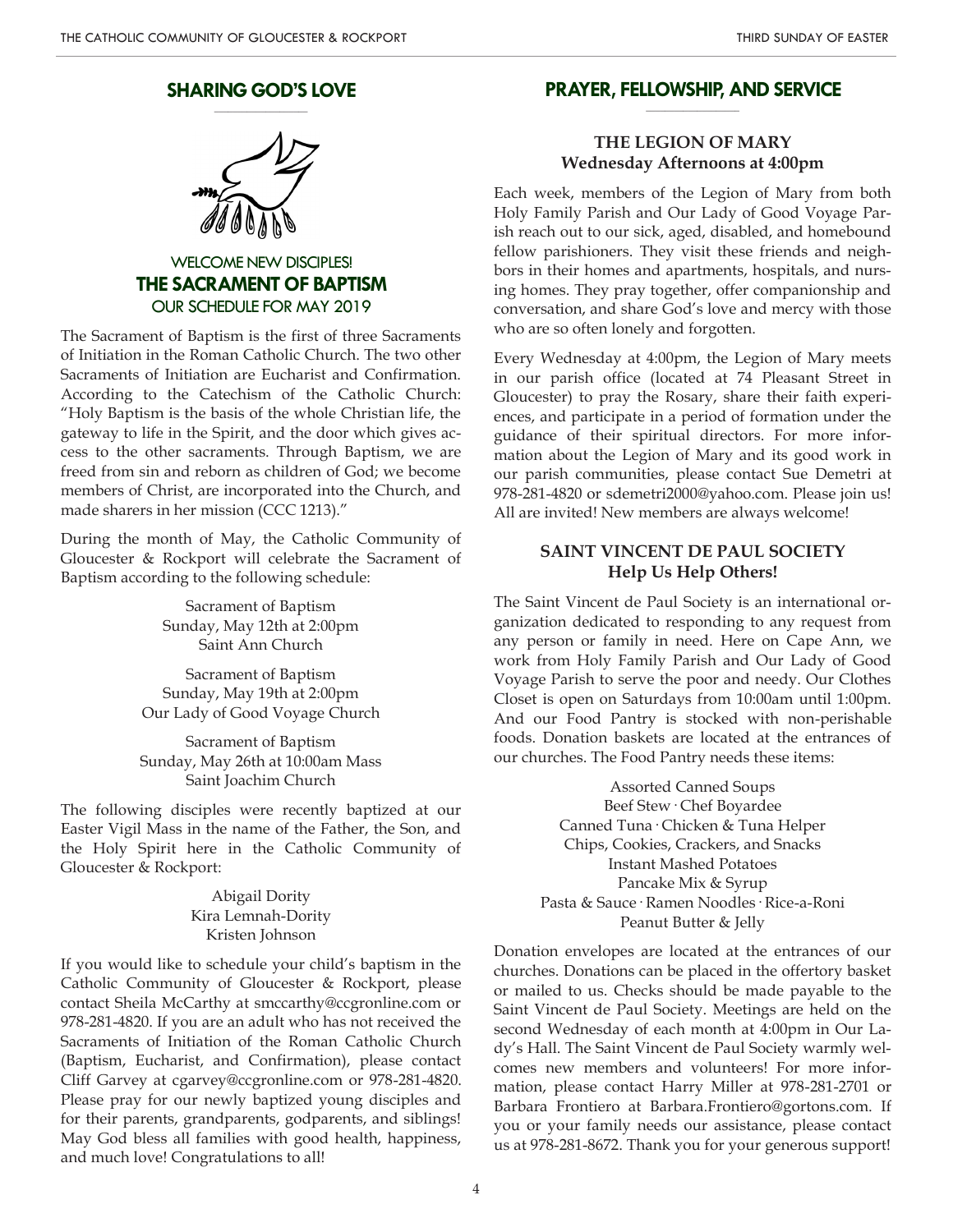## SHARING GOD'S LOVE

### WELCOME NEW DISCIPLES!
### THE SACRAMENT OF BAPTISM
### OUR SCHEDULE FOR MAY 2019

The Sacrament of Baptism is the first of three Sacraments of Initiation in the Roman Catholic Church. The two other Sacraments of Initiation are Eucharist and Confirmation. According to the Catechism of the Catholic Church: "Holy Baptism is the basis of the whole Christian life, the gateway to life in the Spirit, and the door which gives access to the other sacraments. Through Baptism, we are freed from sin and reborn as children of God; we become members of Christ, are incorporated into the Church, and made sharers in her mission (CCC 1213)."

During the month of May, the Catholic Community of Gloucester & Rockport will celebrate the Sacrament of Baptism according to the following schedule:

Sacrament of Baptism
Sunday, May 12th at 2:00pm
Saint Ann Church

Sacrament of Baptism
Sunday, May 19th at 2:00pm
Our Lady of Good Voyage Church

Sacrament of Baptism
Sunday, May 26th at 10:00am Mass
Saint Joachim Church

The following disciples were recently baptized at our Easter Vigil Mass in the name of the Father, the Son, and the Holy Spirit here in the Catholic Community of Gloucester & Rockport:

Abigail Dority
Kira Lemnah-Dority
Kristen Johnson

If you would like to schedule your child's baptism in the Catholic Community of Gloucester & Rockport, please contact Sheila McCarthy at smccarthy@ccgronline.com or 978-281-4820. If you are an adult who has not received the Sacraments of Initiation of the Roman Catholic Church (Baptism, Eucharist, and Confirmation), please contact Cliff Garvey at cgarvey@ccgronline.com or 978-281-4820. Please pray for our newly baptized young disciples and for their parents, grandparents, godparents, and siblings! May God bless all families with good health, happiness, and much love! Congratulations to all!

## PRAYER, FELLOWSHIP, AND SERVICE

### THE LEGION OF MARY
**Wednesday Afternoons at 4:00pm**

Each week, members of the Legion of Mary from both Holy Family Parish and Our Lady of Good Voyage Parish reach out to our sick, aged, disabled, and homebound fellow parishioners. They visit these friends and neighbors in their homes and apartments, hospitals, and nursing homes. They pray together, offer companionship and conversation, and share God's love and mercy with those who are so often lonely and forgotten.

Every Wednesday at 4:00pm, the Legion of Mary meets in our parish office (located at 74 Pleasant Street in Gloucester) to pray the Rosary, share their faith experiences, and participate in a period of formation under the guidance of their spiritual directors. For more information about the Legion of Mary and its good work in our parish communities, please contact Sue Demetri at 978-281-4820 or sdemetri2000@yahoo.com. Please join us! All are invited! New members are always welcome!

### SAINT VINCENT DE PAUL SOCIETY
**Help Us Help Others!**

The Saint Vincent de Paul Society is an international organization dedicated to responding to any request from any person or family in need. Here on Cape Ann, we work from Holy Family Parish and Our Lady of Good Voyage Parish to serve the poor and needy. Our Clothes Closet is open on Saturdays from 10:00am until 1:00pm. And our Food Pantry is stocked with non-perishable foods. Donation baskets are located at the entrances of our churches. The Food Pantry needs these items:

Assorted Canned Soups
Beef Stew · Chef Boyardee
Canned Tuna · Chicken & Tuna Helper
Chips, Cookies, Crackers, and Snacks
Instant Mashed Potatoes
Pancake Mix & Syrup
Pasta & Sauce · Ramen Noodles · Rice-a-Roni
Peanut Butter & Jelly

Donation envelopes are located at the entrances of our churches. Donations can be placed in the offertory basket or mailed to us. Checks should be made payable to the Saint Vincent de Paul Society. Meetings are held on the second Wednesday of each month at 4:00pm in Our Lady's Hall. The Saint Vincent de Paul Society warmly welcomes new members and volunteers! For more information, please contact Harry Miller at 978-281-2701 or Barbara Frontiero at Barbara.Frontiero@gortons.com. If you or your family needs our assistance, please contact us at 978-281-8672. Thank you for your generous support!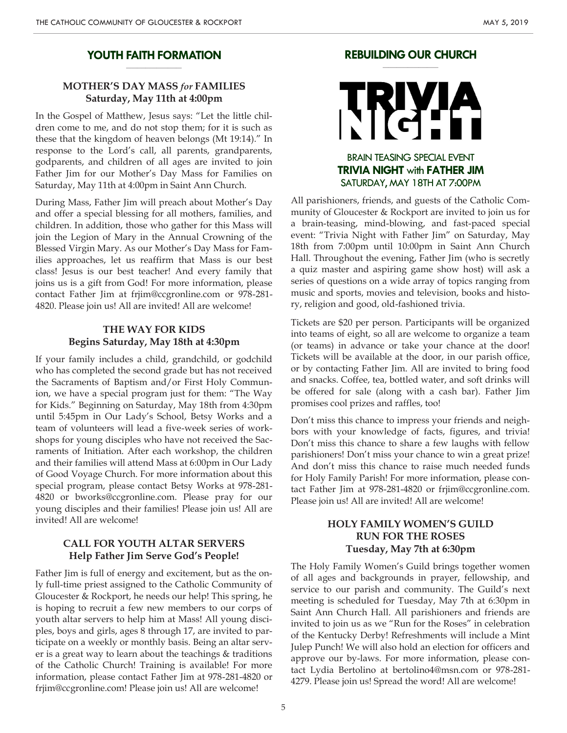## YOUTH FAITH FORMATION

### MOTHER'S DAY MASS *for* FAMILIES
**Saturday, May 11th at 4:00pm**

In the Gospel of Matthew, Jesus says: "Let the little children come to me, and do not stop them; for it is such as these that the kingdom of heaven belongs (Mt 19:14)." In response to the Lord's call, all parents, grandparents, godparents, and children of all ages are invited to join Father Jim for our Mother's Day Mass for Families on Saturday, May 11th at 4:00pm in Saint Ann Church.

During Mass, Father Jim will preach about Mother's Day and offer a special blessing for all mothers, families, and children. In addition, those who gather for this Mass will join the Legion of Mary in the Annual Crowning of the Blessed Virgin Mary. As our Mother's Day Mass for Families approaches, let us reaffirm that Mass is our best class! Jesus is our best teacher! And every family that joins us is a gift from God! For more information, please contact Father Jim at frjim@ccgronline.com or 978-281-4820. Please join us! All are invited! All are welcome!

### THE WAY FOR KIDS
**Begins Saturday, May 18th at 4:30pm**

If your family includes a child, grandchild, or godchild who has completed the second grade but has not received the Sacraments of Baptism and/or First Holy Communion, we have a special program just for them: "The Way for Kids." Beginning on Saturday, May 18th from 4:30pm until 5:45pm in Our Lady's School, Betsy Works and a team of volunteers will lead a five-week series of workshops for young disciples who have not received the Sacraments of Initiation. After each workshop, the children and their families will attend Mass at 6:00pm in Our Lady of Good Voyage Church. For more information about this special program, please contact Betsy Works at 978-281-4820 or bworks@ccgronline.com. Please pray for our young disciples and their families! Please join us! All are invited! All are welcome!

### CALL FOR YOUTH ALTAR SERVERS
**Help Father Jim Serve God's People!**

Father Jim is full of energy and excitement, but as the only full-time priest assigned to the Catholic Community of Gloucester & Rockport, he needs our help! This spring, he is hoping to recruit a few new members to our corps of youth altar servers to help him at Mass! All young disciples, boys and girls, ages 8 through 17, are invited to participate on a weekly or monthly basis. Being an altar server is a great way to learn about the teachings & traditions of the Catholic Church! Training is available! For more information, please contact Father Jim at 978-281-4820 or frjim@ccgronline.com! Please join us! All are welcome!

## REBUILDING OUR CHURCH

# TRIVIA NIGHT

BRAIN TEASING SPECIAL EVENT
**TRIVIA NIGHT with FATHER JIM**
SATURDAY, MAY 18TH AT 7:00PM

All parishioners, friends, and guests of the Catholic Community of Gloucester & Rockport are invited to join us for a brain-teasing, mind-blowing, and fast-paced special event: "Trivia Night with Father Jim" on Saturday, May 18th from 7:00pm until 10:00pm in Saint Ann Church Hall. Throughout the evening, Father Jim (who is secretly a quiz master and aspiring game show host) will ask a series of questions on a wide array of topics ranging from music and sports, movies and television, books and history, religion and good, old-fashioned trivia.

Tickets are $20 per person. Participants will be organized into teams of eight, so all are welcome to organize a team (or teams) in advance or take your chance at the door! Tickets will be available at the door, in our parish office, or by contacting Father Jim. All are invited to bring food and snacks. Coffee, tea, bottled water, and soft drinks will be offered for sale (along with a cash bar). Father Jim promises cool prizes and raffles, too!

Don't miss this chance to impress your friends and neighbors with your knowledge of facts, figures, and trivia! Don't miss this chance to share a few laughs with fellow parishioners! Don't miss your chance to win a great prize! And don't miss this chance to raise much needed funds for Holy Family Parish! For more information, please contact Father Jim at 978-281-4820 or frjim@ccgronline.com. Please join us! All are invited! All are welcome!

### HOLY FAMILY WOMEN'S GUILD RUN FOR THE ROSES
**Tuesday, May 7th at 6:30pm**

The Holy Family Women's Guild brings together women of all ages and backgrounds in prayer, fellowship, and service to our parish and community. The Guild's next meeting is scheduled for Tuesday, May 7th at 6:30pm in Saint Ann Church Hall. All parishioners and friends are invited to join us as we "Run for the Roses" in celebration of the Kentucky Derby! Refreshments will include a Mint Julep Punch! We will also hold an election for officers and approve our by-laws. For more information, please contact Lydia Bertolino at bertolino4@msn.com or 978-281-4279. Please join us! Spread the word! All are welcome!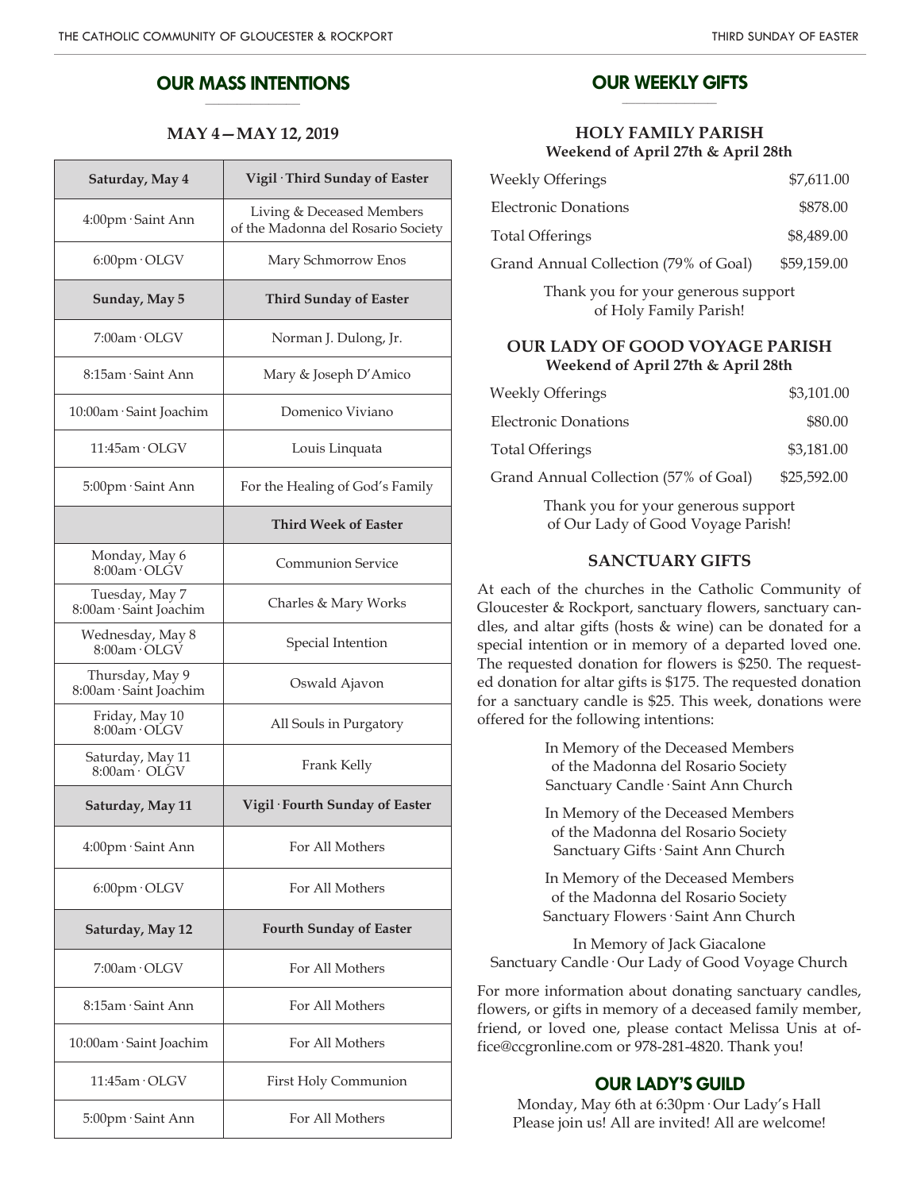## OUR MASS INTENTIONS

### MAY 4—MAY 12, 2019

| Saturday, May 4 | Vigil · Third Sunday of Easter |
|---|---|
| 4:00pm · Saint Ann | Living & Deceased Members of the Madonna del Rosario Society |
| 6:00pm · OLGV | Mary Schmorrow Enos |
| **Sunday, May 5** | **Third Sunday of Easter** |
| 7:00am · OLGV | Norman J. Dulong, Jr. |
| 8:15am · Saint Ann | Mary & Joseph D'Amico |
| 10:00am · Saint Joachim | Domenico Viviano |
| 11:45am · OLGV | Louis Linquata |
| 5:00pm · Saint Ann | For the Healing of God's Family |
| | **Third Week of Easter** |
| Monday, May 6 8:00am · OLGV | Communion Service |
| Tuesday, May 7 8:00am · Saint Joachim | Charles & Mary Works |
| Wednesday, May 8 8:00am · OLGV | Special Intention |
| Thursday, May 9 8:00am · Saint Joachim | Oswald Ajavon |
| Friday, May 10 8:00am · OLGV | All Souls in Purgatory |
| Saturday, May 11 8:00am · OLGV | Frank Kelly |
| **Saturday, May 11** | **Vigil · Fourth Sunday of Easter** |
| 4:00pm · Saint Ann | For All Mothers |
| 6:00pm · OLGV | For All Mothers |
| **Saturday, May 12** | **Fourth Sunday of Easter** |
| 7:00am · OLGV | For All Mothers |
| 8:15am · Saint Ann | For All Mothers |
| 10:00am · Saint Joachim | For All Mothers |
| 11:45am · OLGV | First Holy Communion |
| 5:00pm · Saint Ann | For All Mothers |

## OUR WEEKLY GIFTS

### HOLY FAMILY PARISH
**Weekend of April 27th & April 28th**

| | |
|---|---|
| Weekly Offerings | $7,611.00 |
| Electronic Donations | $878.00 |
| Total Offerings | $8,489.00 |
| Grand Annual Collection (79% of Goal) | $59,159.00 |

Thank you for your generous support of Holy Family Parish!

### OUR LADY OF GOOD VOYAGE PARISH
**Weekend of April 27th & April 28th**

| | |
|---|---|
| Weekly Offerings | $3,101.00 |
| Electronic Donations | $80.00 |
| Total Offerings | $3,181.00 |
| Grand Annual Collection (57% of Goal) | $25,592.00 |

Thank you for your generous support of Our Lady of Good Voyage Parish!

### SANCTUARY GIFTS

At each of the churches in the Catholic Community of Gloucester & Rockport, sanctuary flowers, sanctuary candles, and altar gifts (hosts & wine) can be donated for a special intention or in memory of a departed loved one. The requested donation for flowers is $250. The requested donation for altar gifts is $175. The requested donation for a sanctuary candle is $25. This week, donations were offered for the following intentions:

In Memory of the Deceased Members of the Madonna del Rosario Society
Sanctuary Candle · Saint Ann Church

In Memory of the Deceased Members of the Madonna del Rosario Society
Sanctuary Gifts · Saint Ann Church

In Memory of the Deceased Members of the Madonna del Rosario Society
Sanctuary Flowers · Saint Ann Church

In Memory of Jack Giacalone
Sanctuary Candle · Our Lady of Good Voyage Church

For more information about donating sanctuary candles, flowers, or gifts in memory of a deceased family member, friend, or loved one, please contact Melissa Unis at office@ccgronline.com or 978-281-4820. Thank you!

## OUR LADY'S GUILD

Monday, May 6th at 6:30pm · Our Lady's Hall
Please join us! All are invited! All are welcome!